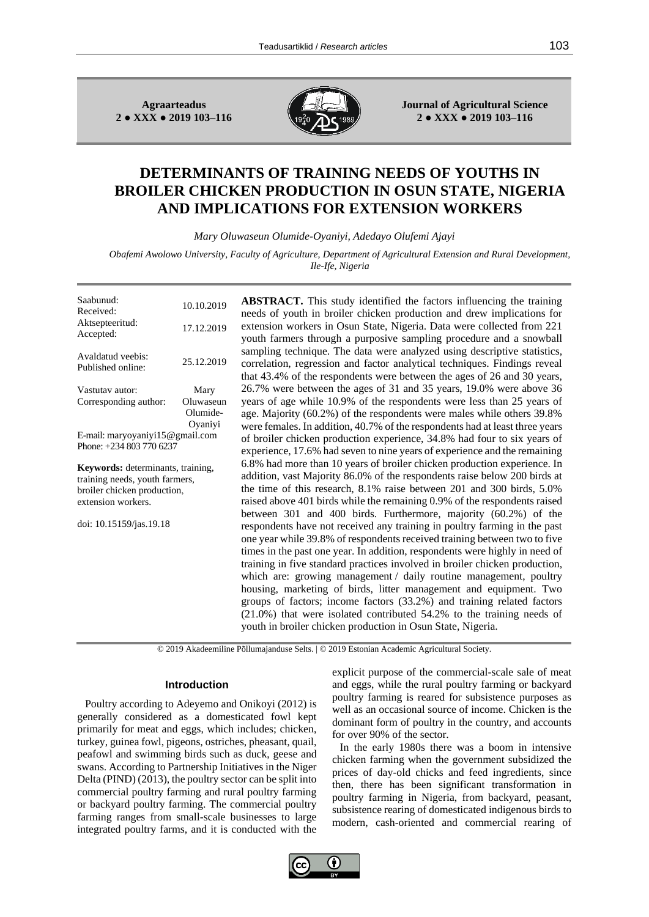Agraarteadus
2 ● XXX ● 2019 103–116

Journal of Agricultural Science
2 ● XXX ● 2019 103–116

# DETERMINANTS OF TRAINING NEEDS OF YOUTHS IN BROILER CHICKEN PRODUCTION IN OSUN STATE, NIGERIA AND IMPLICATIONS FOR EXTENSION WORKERS

*Mary Oluwaseun Olumide-Oyaniyi, Adedayo Olufemi Ajayi*

*Obafemi Awolowo University, Faculty of Agriculture, Department of Agricultural Extension and Rural Development, Ile-Ife, Nigeria*

| | |
|---|---|
| Saabunud: Received: | 10.10.2019 |
| Aktsepteeritud: Accepted: | 17.12.2019 |
| Avaldatud veebis: Published online: | 25.12.2019 |
| Vastutav autor: Corresponding author: | Mary Oluwaseun Olumide-Oyaniyi |

E-mail: maryoyaniyi15@gmail.com
Phone: +234 803 770 6237

**Keywords:** determinants, training, training needs, youth farmers, broiler chicken production, extension workers.

doi: 10.15159/jas.19.18

**ABSTRACT.** This study identified the factors influencing the training needs of youth in broiler chicken production and drew implications for extension workers in Osun State, Nigeria. Data were collected from 221 youth farmers through a purposive sampling procedure and a snowball sampling technique. The data were analyzed using descriptive statistics, correlation, regression and factor analytical techniques. Findings reveal that 43.4% of the respondents were between the ages of 26 and 30 years, 26.7% were between the ages of 31 and 35 years, 19.0% were above 36 years of age while 10.9% of the respondents were less than 25 years of age. Majority (60.2%) of the respondents were males while others 39.8% were females. In addition, 40.7% of the respondents had at least three years of broiler chicken production experience, 34.8% had four to six years of experience, 17.6% had seven to nine years of experience and the remaining 6.8% had more than 10 years of broiler chicken production experience. In addition, vast Majority 86.0% of the respondents raise below 200 birds at the time of this research, 8.1% raise between 201 and 300 birds, 5.0% raised above 401 birds while the remaining 0.9% of the respondents raised between 301 and 400 birds. Furthermore, majority (60.2%) of the respondents have not received any training in poultry farming in the past one year while 39.8% of respondents received training between two to five times in the past one year. In addition, respondents were highly in need of training in five standard practices involved in broiler chicken production, which are: growing management / daily routine management, poultry housing, marketing of birds, litter management and equipment. Two groups of factors; income factors (33.2%) and training related factors (21.0%) that were isolated contributed 54.2% to the training needs of youth in broiler chicken production in Osun State, Nigeria.

© 2019 Akadeemiline Põllumajanduse Selts. | © 2019 Estonian Academic Agricultural Society.

## Introduction

Poultry according to Adeyemo and Onikoyi (2012) is generally considered as a domesticated fowl kept primarily for meat and eggs, which includes; chicken, turkey, guinea fowl, pigeons, ostriches, pheasant, quail, peafowl and swimming birds such as duck, geese and swans. According to Partnership Initiatives in the Niger Delta (PIND) (2013), the poultry sector can be split into commercial poultry farming and rural poultry farming or backyard poultry farming. The commercial poultry farming ranges from small-scale businesses to large integrated poultry farms, and it is conducted with the explicit purpose of the commercial-scale sale of meat and eggs, while the rural poultry farming or backyard poultry farming is reared for subsistence purposes as well as an occasional source of income. Chicken is the dominant form of poultry in the country, and accounts for over 90% of the sector.

In the early 1980s there was a boom in intensive chicken farming when the government subsidized the prices of day-old chicks and feed ingredients, since then, there has been significant transformation in poultry farming in Nigeria, from backyard, peasant, subsistence rearing of domesticated indigenous birds to modern, cash-oriented and commercial rearing of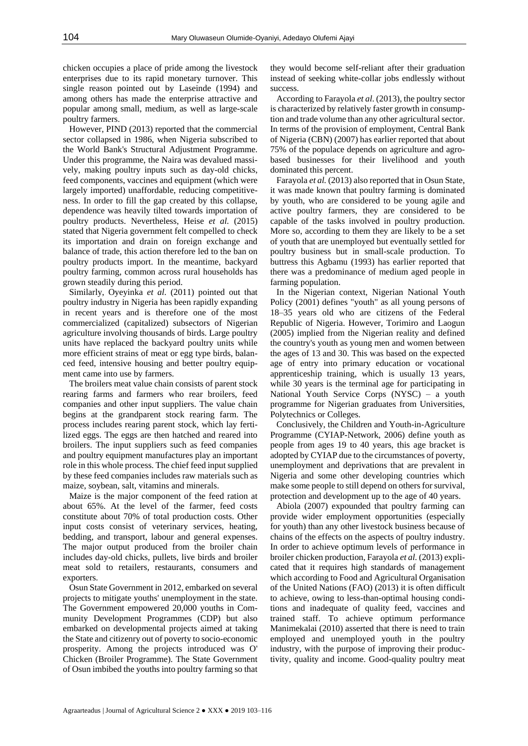chicken occupies a place of pride among the livestock enterprises due to its rapid monetary turnover. This single reason pointed out by Laseinde (1994) and among others has made the enterprise attractive and popular among small, medium, as well as large-scale poultry farmers.

However, PIND (2013) reported that the commercial sector collapsed in 1986, when Nigeria subscribed to the World Bank's Structural Adjustment Programme. Under this programme, the Naira was devalued massively, making poultry inputs such as day-old chicks, feed components, vaccines and equipment (which were largely imported) unaffordable, reducing competitiveness. In order to fill the gap created by this collapse, dependence was heavily tilted towards importation of poultry products. Nevertheless, Heise *et al.* (2015) stated that Nigeria government felt compelled to check its importation and drain on foreign exchange and balance of trade, this action therefore led to the ban on poultry products import. In the meantime, backyard poultry farming, common across rural households has grown steadily during this period.

Similarly, Oyeyinka *et al.* (2011) pointed out that poultry industry in Nigeria has been rapidly expanding in recent years and is therefore one of the most commercialized (capitalized) subsectors of Nigerian agriculture involving thousands of birds. Large poultry units have replaced the backyard poultry units while more efficient strains of meat or egg type birds, balanced feed, intensive housing and better poultry equipment came into use by farmers.

The broilers meat value chain consists of parent stock rearing farms and farmers who rear broilers, feed companies and other input suppliers. The value chain begins at the grandparent stock rearing farm. The process includes rearing parent stock, which lay fertilized eggs. The eggs are then hatched and reared into broilers. The input suppliers such as feed companies and poultry equipment manufactures play an important role in this whole process. The chief feed input supplied by these feed companies includes raw materials such as maize, soybean, salt, vitamins and minerals.

Maize is the major component of the feed ration at about 65%. At the level of the farmer, feed costs constitute about 70% of total production costs. Other input costs consist of veterinary services, heating, bedding, and transport, labour and general expenses. The major output produced from the broiler chain includes day-old chicks, pullets, live birds and broiler meat sold to retailers, restaurants, consumers and exporters.

Osun State Government in 2012, embarked on several projects to mitigate youths' unemployment in the state. The Government empowered 20,000 youths in Community Development Programmes (CDP) but also embarked on developmental projects aimed at taking the State and citizenry out of poverty to socio-economic prosperity. Among the projects introduced was O' Chicken (Broiler Programme). The State Government of Osun imbibed the youths into poultry farming so that they would become self-reliant after their graduation instead of seeking white-collar jobs endlessly without success.

According to Farayola *et al*. (2013), the poultry sector is characterized by relatively faster growth in consumption and trade volume than any other agricultural sector. In terms of the provision of employment, Central Bank of Nigeria (CBN) (2007) has earlier reported that about 75% of the populace depends on agriculture and agro-based businesses for their livelihood and youth dominated this percent.

Farayola *et al.* (2013) also reported that in Osun State, it was made known that poultry farming is dominated by youth, who are considered to be young agile and active poultry farmers, they are considered to be capable of the tasks involved in poultry production. More so, according to them they are likely to be a set of youth that are unemployed but eventually settled for poultry business but in small-scale production. To buttress this Agbamu (1993) has earlier reported that there was a predominance of medium aged people in farming population.

In the Nigerian context, Nigerian National Youth Policy (2001) defines "youth" as all young persons of 18–35 years old who are citizens of the Federal Republic of Nigeria. However, Torimiro and Laogun (2005) implied from the Nigerian reality and defined the country's youth as young men and women between the ages of 13 and 30. This was based on the expected age of entry into primary education or vocational apprenticeship training, which is usually 13 years, while 30 years is the terminal age for participating in National Youth Service Corps (NYSC) – a youth programme for Nigerian graduates from Universities, Polytechnics or Colleges.

Conclusively, the Children and Youth-in-Agriculture Programme (CYIAP-Network, 2006) define youth as people from ages 19 to 40 years, this age bracket is adopted by CYIAP due to the circumstances of poverty, unemployment and deprivations that are prevalent in Nigeria and some other developing countries which make some people to still depend on others for survival, protection and development up to the age of 40 years.

Abiola (2007) expounded that poultry farming can provide wider employment opportunities (especially for youth) than any other livestock business because of chains of the effects on the aspects of poultry industry. In order to achieve optimum levels of performance in broiler chicken production, Farayola *et al.* (2013) explicated that it requires high standards of management which according to Food and Agricultural Organisation of the United Nations (FAO) (2013) it is often difficult to achieve, owing to less-than-optimal housing conditions and inadequate of quality feed, vaccines and trained staff. To achieve optimum performance Manimekalai (2010) asserted that there is need to train employed and unemployed youth in the poultry industry, with the purpose of improving their productivity, quality and income. Good-quality poultry meat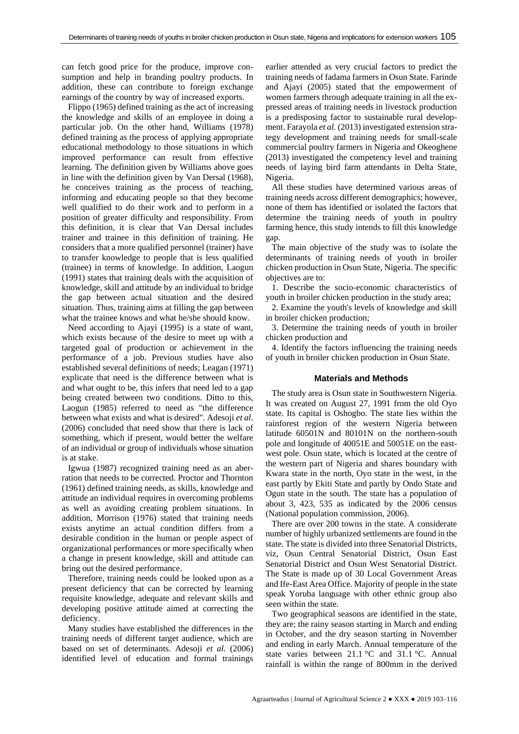can fetch good price for the produce, improve consumption and help in branding poultry products. In addition, these can contribute to foreign exchange earnings of the country by way of increased exports.

Flippo (1965) defined training as the act of increasing the knowledge and skills of an employee in doing a particular job. On the other hand, Williams (1978) defined training as the process of applying appropriate educational methodology to those situations in which improved performance can result from effective learning. The definition given by Williams above goes in line with the definition given by Van Dersal (1968), he conceives training as the process of teaching, informing and educating people so that they become well qualified to do their work and to perform in a position of greater difficulty and responsibility. From this definition, it is clear that Van Dersal includes trainer and trainee in this definition of training. He considers that a more qualified personnel (trainer) have to transfer knowledge to people that is less qualified (trainee) in terms of knowledge. In addition, Laogun (1991) states that training deals with the acquisition of knowledge, skill and attitude by an individual to bridge the gap between actual situation and the desired situation. Thus, training aims at filling the gap between what the trainee knows and what he/she should know.

Need according to Ajayi (1995) is a state of want, which exists because of the desire to meet up with a targeted goal of production or achievement in the performance of a job. Previous studies have also established several definitions of needs; Leagan (1971) explicate that need is the difference between what is and what ought to be, this infers that need led to a gap being created between two conditions. Ditto to this, Laogun (1985) referred to need as "the difference between what exists and what is desired". Adesoji *et al*. (2006) concluded that need show that there is lack of something, which if present, would better the welfare of an individual or group of individuals whose situation is at stake.

Igwua (1987) recognized training need as an aberration that needs to be corrected. Proctor and Thornton (1961) defined training needs, as skills, knowledge and attitude an individual requires in overcoming problems as well as avoiding creating problem situations. In addition, Morrison (1976) stated that training needs exists anytime an actual condition differs from a desirable condition in the human or people aspect of organizational performances or more specifically when a change in present knowledge, skill and attitude can bring out the desired performance.

Therefore, training needs could be looked upon as a present deficiency that can be corrected by learning requisite knowledge, adequate and relevant skills and developing positive attitude aimed at correcting the deficiency.

Many studies have established the differences in the training needs of different target audience, which are based on set of determinants. Adesoji *et al.* (2006) identified level of education and formal trainings earlier attended as very crucial factors to predict the training needs of fadama farmers in Osun State. Farinde and Ajayi (2005) stated that the empowerment of women farmers through adequate training in all the expressed areas of training needs in livestock production is a predisposing factor to sustainable rural development. Farayola *et al.* (2013) investigated extension strategy development and training needs for small-scale commercial poultry farmers in Nigeria and Okeoghene (2013) investigated the competency level and training needs of laying bird farm attendants in Delta State, Nigeria.

All these studies have determined various areas of training needs across different demographics; however, none of them has identified or isolated the factors that determine the training needs of youth in poultry farming hence, this study intends to fill this knowledge gap.

The main objective of the study was to isolate the determinants of training needs of youth in broiler chicken production in Osun State, Nigeria. The specific objectives are to:

1. Describe the socio-economic characteristics of youth in broiler chicken production in the study area;
2. Examine the youth's levels of knowledge and skill in broiler chicken production;
3. Determine the training needs of youth in broiler chicken production and
4. Identify the factors influencing the training needs of youth in broiler chicken production in Osun State.

## Materials and Methods

The study area is Osun state in Southwestern Nigeria. It was created on August 27, 1991 from the old Oyo state. Its capital is Oshogbo. The state lies within the rainforest region of the western Nigeria between latitude 60501N and 80101N on the northern-south pole and longitude of 40051E and 50051E on the east-west pole. Osun state, which is located at the centre of the western part of Nigeria and shares boundary with Kwara state in the north, Oyo state in the west, in the east partly by Ekiti State and partly by Ondo State and Ogun state in the south. The state has a population of about 3, 423, 535 as indicated by the 2006 census (National population commission, 2006).

There are over 200 towns in the state. A considerate number of highly urbanized settlements are found in the state. The state is divided into three Senatorial Districts, viz, Osun Central Senatorial District, Osun East Senatorial District and Osun West Senatorial District. The State is made up of 30 Local Government Areas and Ife-East Area Office. Majority of people in the state speak Yoruba language with other ethnic group also seen within the state.

Two geographical seasons are identified in the state, they are; the rainy season starting in March and ending in October, and the dry season starting in November and ending in early March. Annual temperature of the state varies between 21.1 °C and 31.1 °C. Annual rainfall is within the range of 800mm in the derived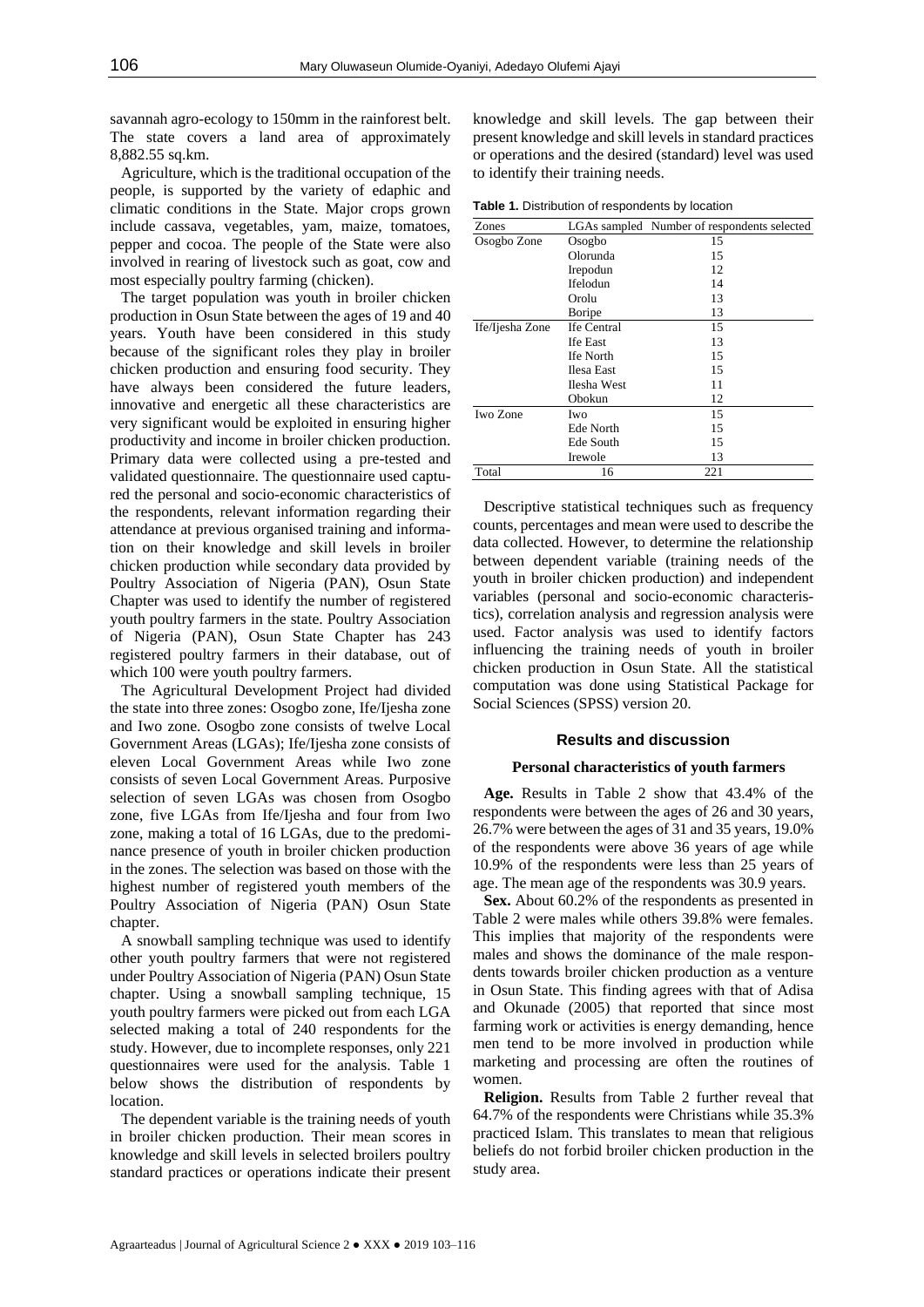savannah agro-ecology to 150mm in the rainforest belt. The state covers a land area of approximately 8,882.55 sq.km.

Agriculture, which is the traditional occupation of the people, is supported by the variety of edaphic and climatic conditions in the State. Major crops grown include cassava, vegetables, yam, maize, tomatoes, pepper and cocoa. The people of the State were also involved in rearing of livestock such as goat, cow and most especially poultry farming (chicken).

The target population was youth in broiler chicken production in Osun State between the ages of 19 and 40 years. Youth have been considered in this study because of the significant roles they play in broiler chicken production and ensuring food security. They have always been considered the future leaders, innovative and energetic all these characteristics are very significant would be exploited in ensuring higher productivity and income in broiler chicken production. Primary data were collected using a pre-tested and validated questionnaire. The questionnaire used captured the personal and socio-economic characteristics of the respondents, relevant information regarding their attendance at previous organised training and information on their knowledge and skill levels in broiler chicken production while secondary data provided by Poultry Association of Nigeria (PAN), Osun State Chapter was used to identify the number of registered youth poultry farmers in the state. Poultry Association of Nigeria (PAN), Osun State Chapter has 243 registered poultry farmers in their database, out of which 100 were youth poultry farmers.

The Agricultural Development Project had divided the state into three zones: Osogbo zone, Ife/Ijesha zone and Iwo zone. Osogbo zone consists of twelve Local Government Areas (LGAs); Ife/Ijesha zone consists of eleven Local Government Areas while Iwo zone consists of seven Local Government Areas. Purposive selection of seven LGAs was chosen from Osogbo zone, five LGAs from Ife/Ijesha and four from Iwo zone, making a total of 16 LGAs, due to the predominance presence of youth in broiler chicken production in the zones. The selection was based on those with the highest number of registered youth members of the Poultry Association of Nigeria (PAN) Osun State chapter.

A snowball sampling technique was used to identify other youth poultry farmers that were not registered under Poultry Association of Nigeria (PAN) Osun State chapter. Using a snowball sampling technique, 15 youth poultry farmers were picked out from each LGA selected making a total of 240 respondents for the study. However, due to incomplete responses, only 221 questionnaires were used for the analysis. Table 1 below shows the distribution of respondents by location.

The dependent variable is the training needs of youth in broiler chicken production. Their mean scores in knowledge and skill levels in selected broilers poultry standard practices or operations indicate their present knowledge and skill levels. The gap between their present knowledge and skill levels in standard practices or operations and the desired (standard) level was used to identify their training needs.

**Table 1.** Distribution of respondents by location

| Zones | LGAs sampled | Number of respondents selected |
|---|---|---|
| Osogbo Zone | Osogbo | 15 |
| | Olorunda | 15 |
| | Irepodun | 12 |
| | Ifelodun | 14 |
| | Orolu | 13 |
| | Boripe | 13 |
| Ife/Ijesha Zone | Ife Central | 15 |
| | Ife East | 13 |
| | Ife North | 15 |
| | Ilesa East | 15 |
| | Ilesha West | 11 |
| | Obokun | 12 |
| Iwo Zone | Iwo | 15 |
| | Ede North | 15 |
| | Ede South | 15 |
| | Irewole | 13 |
| Total | 16 | 221 |

Descriptive statistical techniques such as frequency counts, percentages and mean were used to describe the data collected. However, to determine the relationship between dependent variable (training needs of the youth in broiler chicken production) and independent variables (personal and socio-economic characteristics), correlation analysis and regression analysis were used. Factor analysis was used to identify factors influencing the training needs of youth in broiler chicken production in Osun State. All the statistical computation was done using Statistical Package for Social Sciences (SPSS) version 20.

## Results and discussion

### Personal characteristics of youth farmers

**Age.** Results in Table 2 show that 43.4% of the respondents were between the ages of 26 and 30 years, 26.7% were between the ages of 31 and 35 years, 19.0% of the respondents were above 36 years of age while 10.9% of the respondents were less than 25 years of age. The mean age of the respondents was 30.9 years.

**Sex.** About 60.2% of the respondents as presented in Table 2 were males while others 39.8% were females. This implies that majority of the respondents were males and shows the dominance of the male respondents towards broiler chicken production as a venture in Osun State. This finding agrees with that of Adisa and Okunade (2005) that reported that since most farming work or activities is energy demanding, hence men tend to be more involved in production while marketing and processing are often the routines of women.

**Religion.** Results from Table 2 further reveal that 64.7% of the respondents were Christians while 35.3% practiced Islam. This translates to mean that religious beliefs do not forbid broiler chicken production in the study area.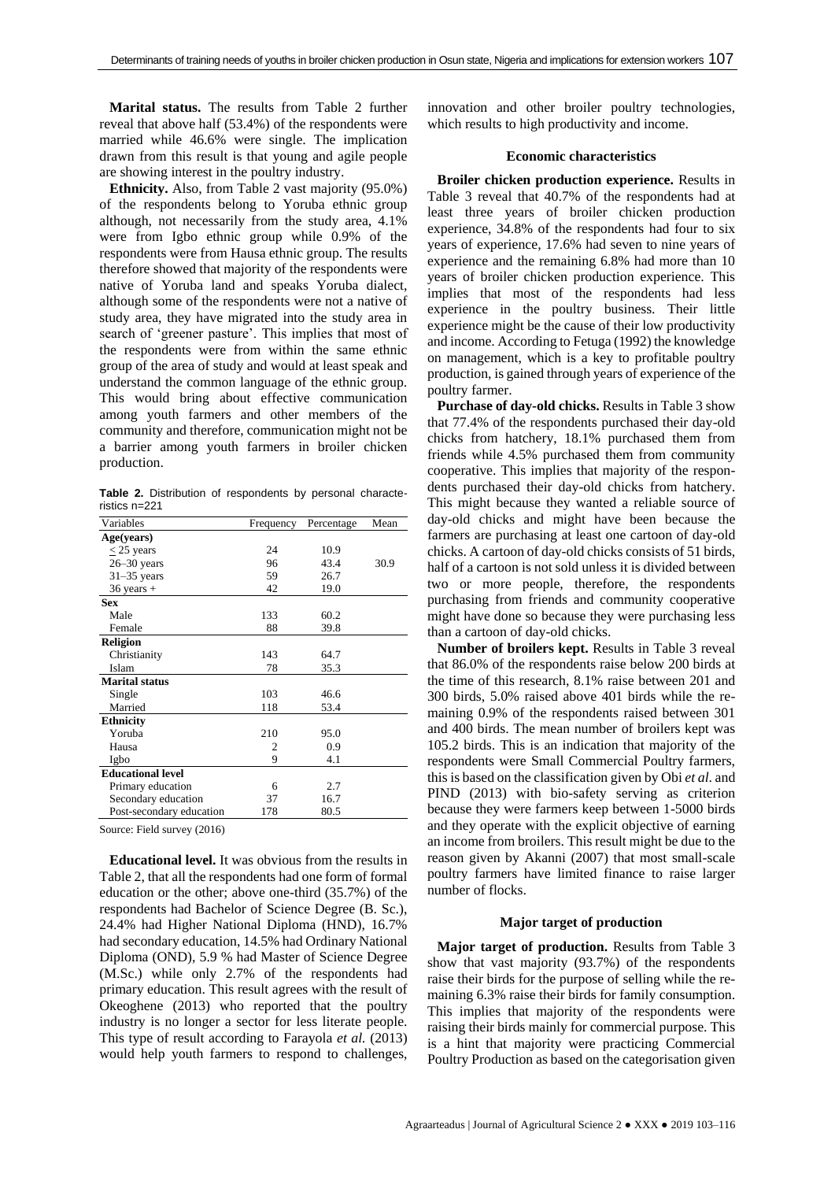**Marital status.** The results from Table 2 further reveal that above half (53.4%) of the respondents were married while 46.6% were single. The implication drawn from this result is that young and agile people are showing interest in the poultry industry.

**Ethnicity.** Also, from Table 2 vast majority (95.0%) of the respondents belong to Yoruba ethnic group although, not necessarily from the study area, 4.1% were from Igbo ethnic group while 0.9% of the respondents were from Hausa ethnic group. The results therefore showed that majority of the respondents were native of Yoruba land and speaks Yoruba dialect, although some of the respondents were not a native of study area, they have migrated into the study area in search of 'greener pasture'. This implies that most of the respondents were from within the same ethnic group of the area of study and would at least speak and understand the common language of the ethnic group. This would bring about effective communication among youth farmers and other members of the community and therefore, communication might not be a barrier among youth farmers in broiler chicken production.

**Table 2.** Distribution of respondents by personal characteristics n=221

| Variables | Frequency | Percentage | Mean |
|---|---|---|---|
| **Age(years)** | | | |
| ≤ 25 years | 24 | 10.9 | |
| 26–30 years | 96 | 43.4 | 30.9 |
| 31–35 years | 59 | 26.7 | |
| 36 years + | 42 | 19.0 | |
| **Sex** | | | |
| Male | 133 | 60.2 | |
| Female | 88 | 39.8 | |
| **Religion** | | | |
| Christianity | 143 | 64.7 | |
| Islam | 78 | 35.3 | |
| **Marital status** | | | |
| Single | 103 | 46.6 | |
| Married | 118 | 53.4 | |
| **Ethnicity** | | | |
| Yoruba | 210 | 95.0 | |
| Hausa | 2 | 0.9 | |
| Igbo | 9 | 4.1 | |
| **Educational level** | | | |
| Primary education | 6 | 2.7 | |
| Secondary education | 37 | 16.7 | |
| Post-secondary education | 178 | 80.5 | |

Source: Field survey (2016)

**Educational level.** It was obvious from the results in Table 2, that all the respondents had one form of formal education or the other; above one-third (35.7%) of the respondents had Bachelor of Science Degree (B. Sc.), 24.4% had Higher National Diploma (HND), 16.7% had secondary education, 14.5% had Ordinary National Diploma (OND), 5.9 % had Master of Science Degree (M.Sc.) while only 2.7% of the respondents had primary education. This result agrees with the result of Okeoghene (2013) who reported that the poultry industry is no longer a sector for less literate people. This type of result according to Farayola *et al.* (2013) would help youth farmers to respond to challenges, innovation and other broiler poultry technologies, which results to high productivity and income.

### Economic characteristics

**Broiler chicken production experience.** Results in Table 3 reveal that 40.7% of the respondents had at least three years of broiler chicken production experience, 34.8% of the respondents had four to six years of experience, 17.6% had seven to nine years of experience and the remaining 6.8% had more than 10 years of broiler chicken production experience. This implies that most of the respondents had less experience in the poultry business. Their little experience might be the cause of their low productivity and income. According to Fetuga (1992) the knowledge on management, which is a key to profitable poultry production, is gained through years of experience of the poultry farmer.

**Purchase of day-old chicks.** Results in Table 3 show that 77.4% of the respondents purchased their day-old chicks from hatchery, 18.1% purchased them from friends while 4.5% purchased them from community cooperative. This implies that majority of the respondents purchased their day-old chicks from hatchery. This might because they wanted a reliable source of day-old chicks and might have been because the farmers are purchasing at least one cartoon of day-old chicks. A cartoon of day-old chicks consists of 51 birds, half of a cartoon is not sold unless it is divided between two or more people, therefore, the respondents purchasing from friends and community cooperative might have done so because they were purchasing less than a cartoon of day-old chicks.

**Number of broilers kept.** Results in Table 3 reveal that 86.0% of the respondents raise below 200 birds at the time of this research, 8.1% raise between 201 and 300 birds, 5.0% raised above 401 birds while the remaining 0.9% of the respondents raised between 301 and 400 birds. The mean number of broilers kept was 105.2 birds. This is an indication that majority of the respondents were Small Commercial Poultry farmers, this is based on the classification given by Obi *et al.* and PIND (2013) with bio-safety serving as criterion because they were farmers keep between 1-5000 birds and they operate with the explicit objective of earning an income from broilers. This result might be due to the reason given by Akanni (2007) that most small-scale poultry farmers have limited finance to raise larger number of flocks.

### Major target of production

**Major target of production.** Results from Table 3 show that vast majority (93.7%) of the respondents raise their birds for the purpose of selling while the remaining 6.3% raise their birds for family consumption. This implies that majority of the respondents were raising their birds mainly for commercial purpose. This is a hint that majority were practicing Commercial Poultry Production as based on the categorisation given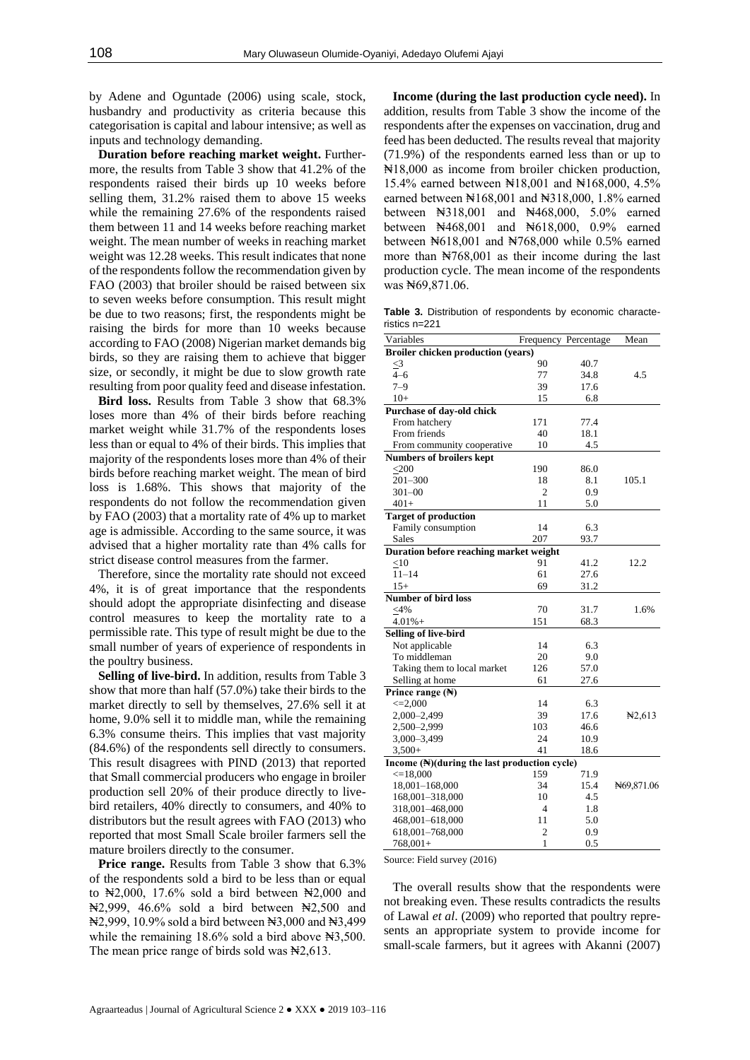by Adene and Oguntade (2006) using scale, stock, husbandry and productivity as criteria because this categorisation is capital and labour intensive; as well as inputs and technology demanding.

**Duration before reaching market weight.** Furthermore, the results from Table 3 show that 41.2% of the respondents raised their birds up 10 weeks before selling them, 31.2% raised them to above 15 weeks while the remaining 27.6% of the respondents raised them between 11 and 14 weeks before reaching market weight. The mean number of weeks in reaching market weight was 12.28 weeks. This result indicates that none of the respondents follow the recommendation given by FAO (2003) that broiler should be raised between six to seven weeks before consumption. This result might be due to two reasons; first, the respondents might be raising the birds for more than 10 weeks because according to FAO (2008) Nigerian market demands big birds, so they are raising them to achieve that bigger size, or secondly, it might be due to slow growth rate resulting from poor quality feed and disease infestation.

**Bird loss.** Results from Table 3 show that 68.3% loses more than 4% of their birds before reaching market weight while 31.7% of the respondents loses less than or equal to 4% of their birds. This implies that majority of the respondents loses more than 4% of their birds before reaching market weight. The mean of bird loss is 1.68%. This shows that majority of the respondents do not follow the recommendation given by FAO (2003) that a mortality rate of 4% up to market age is admissible. According to the same source, it was advised that a higher mortality rate than 4% calls for strict disease control measures from the farmer.

Therefore, since the mortality rate should not exceed 4%, it is of great importance that the respondents should adopt the appropriate disinfecting and disease control measures to keep the mortality rate to a permissible rate. This type of result might be due to the small number of years of experience of respondents in the poultry business.

**Selling of live-bird.** In addition, results from Table 3 show that more than half (57.0%) take their birds to the market directly to sell by themselves, 27.6% sell it at home, 9.0% sell it to middle man, while the remaining 6.3% consume theirs. This implies that vast majority (84.6%) of the respondents sell directly to consumers. This result disagrees with PIND (2013) that reported that Small commercial producers who engage in broiler production sell 20% of their produce directly to live-bird retailers, 40% directly to consumers, and 40% to distributors but the result agrees with FAO (2013) who reported that most Small Scale broiler farmers sell the mature broilers directly to the consumer.

**Price range.** Results from Table 3 show that 6.3% of the respondents sold a bird to be less than or equal to ₦2,000, 17.6% sold a bird between ₦2,000 and ₦2,999, 46.6% sold a bird between ₦2,500 and ₦2,999, 10.9% sold a bird between ₦3,000 and ₦3,499 while the remaining 18.6% sold a bird above ₦3,500. The mean price range of birds sold was ₦2,613.

**Income (during the last production cycle need).** In addition, results from Table 3 show the income of the respondents after the expenses on vaccination, drug and feed has been deducted. The results reveal that majority (71.9%) of the respondents earned less than or up to ₦18,000 as income from broiler chicken production, 15.4% earned between ₦18,001 and ₦168,000, 4.5% earned between ₦168,001 and ₦318,000, 1.8% earned between ₦318,001 and ₦468,000, 5.0% earned between ₦468,001 and ₦618,000, 0.9% earned between ₦618,001 and ₦768,000 while 0.5% earned more than ₦768,001 as their income during the last production cycle. The mean income of the respondents was ₦69,871.06.

**Table 3.** Distribution of respondents by economic characteristics n=221

| Variables | Frequency | Percentage | Mean |
|---|---|---|---|
| **Broiler chicken production (years)** | | | |
| ≤3 | 90 | 40.7 | |
| 4–6 | 77 | 34.8 | 4.5 |
| 7–9 | 39 | 17.6 | |
| 10+ | 15 | 6.8 | |
| **Purchase of day-old chick** | | | |
| From hatchery | 171 | 77.4 | |
| From friends | 40 | 18.1 | |
| From community cooperative | 10 | 4.5 | |
| **Numbers of broilers kept** | | | |
| ≤200 | 190 | 86.0 | |
| 201–300 | 18 | 8.1 | 105.1 |
| 301–00 | 2 | 0.9 | |
| 401+ | 11 | 5.0 | |
| **Target of production** | | | |
| Family consumption | 14 | 6.3 | |
| Sales | 207 | 93.7 | |
| **Duration before reaching market weight** | | | |
| ≤10 | 91 | 41.2 | 12.2 |
| 11–14 | 61 | 27.6 | |
| 15+ | 69 | 31.2 | |
| **Number of bird loss** | | | |
| ≤4% | 70 | 31.7 | 1.6% |
| 4.01%+ | 151 | 68.3 | |
| **Selling of live-bird** | | | |
| Not applicable | 14 | 6.3 | |
| To middleman | 20 | 9.0 | |
| Taking them to local market | 126 | 57.0 | |
| Selling at home | 61 | 27.6 | |
| **Prince range (₦)** | | | |
| <=2,000 | 14 | 6.3 | |
| 2,000–2,499 | 39 | 17.6 | ₦2,613 |
| 2,500–2,999 | 103 | 46.6 | |
| 3,000–3,499 | 24 | 10.9 | |
| 3,500+ | 41 | 18.6 | |
| **Income (₦)(during the last production cycle)** | | | |
| <=18,000 | 159 | 71.9 | |
| 18,001–168,000 | 34 | 15.4 | ₦69,871.06 |
| 168,001–318,000 | 10 | 4.5 | |
| 318,001–468,000 | 4 | 1.8 | |
| 468,001–618,000 | 11 | 5.0 | |
| 618,001–768,000 | 2 | 0.9 | |
| 768,001+ | 1 | 0.5 | |

Source: Field survey (2016)

The overall results show that the respondents were not breaking even. These results contradicts the results of Lawal *et al*. (2009) who reported that poultry represents an appropriate system to provide income for small-scale farmers, but it agrees with Akanni (2007)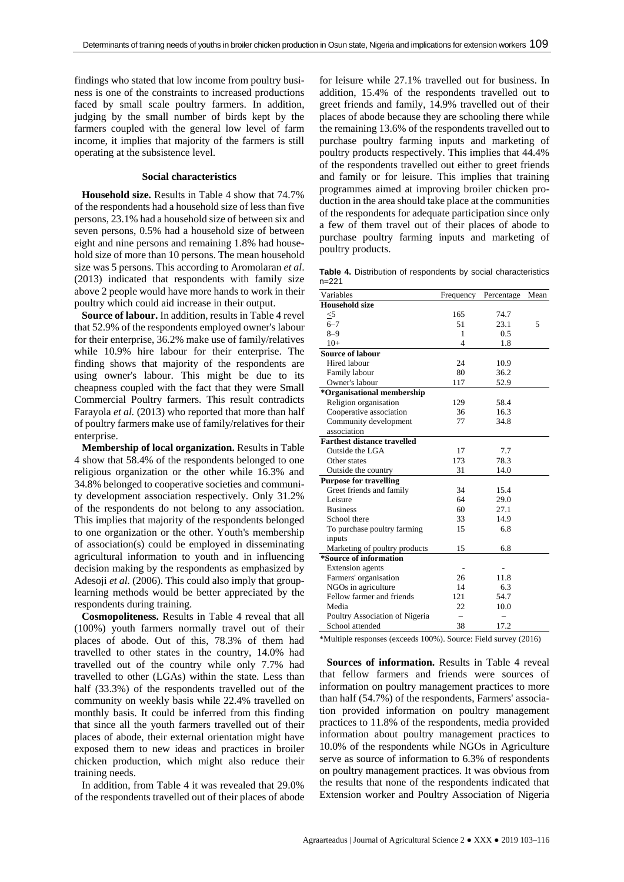findings who stated that low income from poultry business is one of the constraints to increased productions faced by small scale poultry farmers. In addition, judging by the small number of birds kept by the farmers coupled with the general low level of farm income, it implies that majority of the farmers is still operating at the subsistence level.

### Social characteristics

**Household size.** Results in Table 4 show that 74.7% of the respondents had a household size of less than five persons, 23.1% had a household size of between six and seven persons, 0.5% had a household size of between eight and nine persons and remaining 1.8% had household size of more than 10 persons. The mean household size was 5 persons. This according to Aromolaran *et al*. (2013) indicated that respondents with family size above 2 people would have more hands to work in their poultry which could aid increase in their output.

**Source of labour.** In addition, results in Table 4 revel that 52.9% of the respondents employed owner's labour for their enterprise, 36.2% make use of family/relatives while 10.9% hire labour for their enterprise. The finding shows that majority of the respondents are using owner's labour. This might be due to its cheapness coupled with the fact that they were Small Commercial Poultry farmers. This result contradicts Farayola *et al.* (2013) who reported that more than half of poultry farmers make use of family/relatives for their enterprise.

**Membership of local organization.** Results in Table 4 show that 58.4% of the respondents belonged to one religious organization or the other while 16.3% and 34.8% belonged to cooperative societies and community development association respectively. Only 31.2% of the respondents do not belong to any association. This implies that majority of the respondents belonged to one organization or the other. Youth's membership of association(s) could be employed in disseminating agricultural information to youth and in influencing decision making by the respondents as emphasized by Adesoji *et al.* (2006). This could also imply that group-learning methods would be better appreciated by the respondents during training.

**Cosmopoliteness.** Results in Table 4 reveal that all (100%) youth farmers normally travel out of their places of abode. Out of this, 78.3% of them had travelled to other states in the country, 14.0% had travelled out of the country while only 7.7% had travelled to other (LGAs) within the state. Less than half (33.3%) of the respondents travelled out of the community on weekly basis while 22.4% travelled on monthly basis. It could be inferred from this finding that since all the youth farmers travelled out of their places of abode, their external orientation might have exposed them to new ideas and practices in broiler chicken production, which might also reduce their training needs.

In addition, from Table 4 it was revealed that 29.0% of the respondents travelled out of their places of abode for leisure while 27.1% travelled out for business. In addition, 15.4% of the respondents travelled out to greet friends and family, 14.9% travelled out of their places of abode because they are schooling there while the remaining 13.6% of the respondents travelled out to purchase poultry farming inputs and marketing of poultry products respectively. This implies that 44.4% of the respondents travelled out either to greet friends and family or for leisure. This implies that training programmes aimed at improving broiler chicken production in the area should take place at the communities of the respondents for adequate participation since only a few of them travel out of their places of abode to purchase poultry farming inputs and marketing of poultry products.

**Table 4.** Distribution of respondents by social characteristics n=221

| Variables | Frequency | Percentage | Mean |
|---|---|---|---|
| **Household size** | | | |
| ≤5 | 165 | 74.7 | |
| 6–7 | 51 | 23.1 | 5 |
| 8–9 | 1 | 0.5 | |
| 10+ | 4 | 1.8 | |
| **Source of labour** | | | |
| Hired labour | 24 | 10.9 | |
| Family labour | 80 | 36.2 | |
| Owner's labour | 117 | 52.9 | |
| **\*Organisational membership** | | | |
| Religion organisation | 129 | 58.4 | |
| Cooperative association | 36 | 16.3 | |
| Community development association | 77 | 34.8 | |
| **Farthest distance travelled** | | | |
| Outside the LGA | 17 | 7.7 | |
| Other states | 173 | 78.3 | |
| Outside the country | 31 | 14.0 | |
| **Purpose for travelling** | | | |
| Greet friends and family | 34 | 15.4 | |
| Leisure | 64 | 29.0 | |
| Business | 60 | 27.1 | |
| School there | 33 | 14.9 | |
| To purchase poultry farming inputs | 15 | 6.8 | |
| Marketing of poultry products | 15 | 6.8 | |
| **\*Source of information** | | | |
| Extension agents | - | - | |
| Farmers' organisation | 26 | 11.8 | |
| NGOs in agriculture | 14 | 6.3 | |
| Fellow farmer and friends | 121 | 54.7 | |
| Media | 22 | 10.0 | |
| Poultry Association of Nigeria | – | – | |
| School attended | 38 | 17.2 | |

\*Multiple responses (exceeds 100%). Source: Field survey (2016)

**Sources of information.** Results in Table 4 reveal that fellow farmers and friends were sources of information on poultry management practices to more than half (54.7%) of the respondents, Farmers' association provided information on poultry management practices to 11.8% of the respondents, media provided information about poultry management practices to 10.0% of the respondents while NGOs in Agriculture serve as source of information to 6.3% of respondents on poultry management practices. It was obvious from the results that none of the respondents indicated that Extension worker and Poultry Association of Nigeria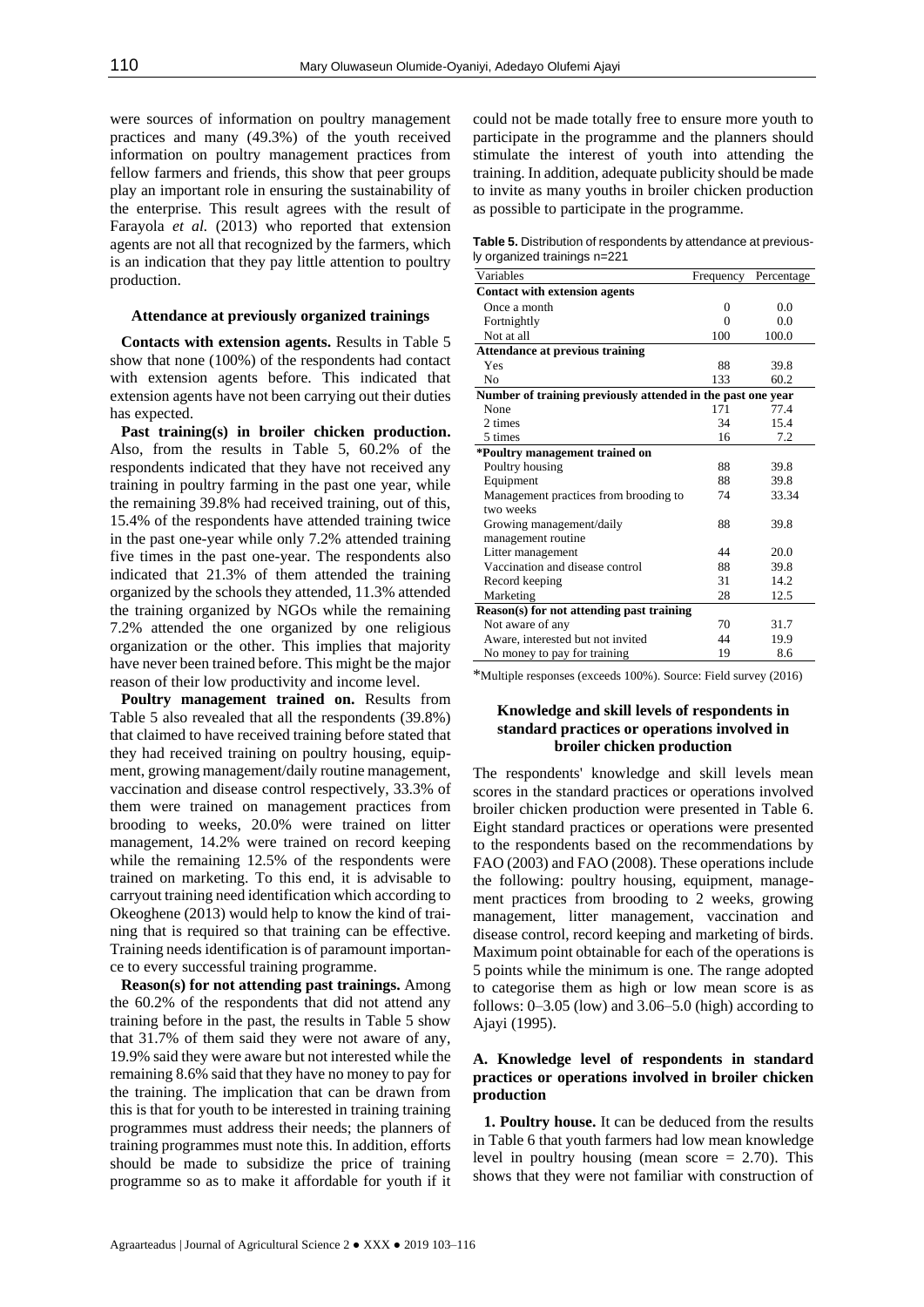were sources of information on poultry management practices and many (49.3%) of the youth received information on poultry management practices from fellow farmers and friends, this show that peer groups play an important role in ensuring the sustainability of the enterprise. This result agrees with the result of Farayola *et al.* (2013) who reported that extension agents are not all that recognized by the farmers, which is an indication that they pay little attention to poultry production.

#### Attendance at previously organized trainings

**Contacts with extension agents.** Results in Table 5 show that none (100%) of the respondents had contact with extension agents before. This indicated that extension agents have not been carrying out their duties has expected.

**Past training(s) in broiler chicken production.** Also, from the results in Table 5, 60.2% of the respondents indicated that they have not received any training in poultry farming in the past one year, while the remaining 39.8% had received training, out of this, 15.4% of the respondents have attended training twice in the past one-year while only 7.2% attended training five times in the past one-year. The respondents also indicated that 21.3% of them attended the training organized by the schools they attended, 11.3% attended the training organized by NGOs while the remaining 7.2% attended the one organized by one religious organization or the other. This implies that majority have never been trained before. This might be the major reason of their low productivity and income level.

**Poultry management trained on.** Results from Table 5 also revealed that all the respondents (39.8%) that claimed to have received training before stated that they had received training on poultry housing, equipment, growing management/daily routine management, vaccination and disease control respectively, 33.3% of them were trained on management practices from brooding to weeks, 20.0% were trained on litter management, 14.2% were trained on record keeping while the remaining 12.5% of the respondents were trained on marketing. To this end, it is advisable to carryout training need identification which according to Okeoghene (2013) would help to know the kind of training that is required so that training can be effective. Training needs identification is of paramount importance to every successful training programme.

**Reason(s) for not attending past trainings.** Among the 60.2% of the respondents that did not attend any training before in the past, the results in Table 5 show that 31.7% of them said they were not aware of any, 19.9% said they were aware but not interested while the remaining 8.6% said that they have no money to pay for the training. The implication that can be drawn from this is that for youth to be interested in training training programmes must address their needs; the planners of training programmes must note this. In addition, efforts should be made to subsidize the price of training programme so as to make it affordable for youth if it could not be made totally free to ensure more youth to participate in the programme and the planners should stimulate the interest of youth into attending the training. In addition, adequate publicity should be made to invite as many youths in broiler chicken production as possible to participate in the programme.

**Table 5.** Distribution of respondents by attendance at previously organized trainings n=221

| Variables | Frequency | Percentage |
|---|---|---|
| **Contact with extension agents** | | |
| Once a month | 0 | 0.0 |
| Fortnightly | 0 | 0.0 |
| Not at all | 100 | 100.0 |
| **Attendance at previous training** | | |
| Yes | 88 | 39.8 |
| No | 133 | 60.2 |
| **Number of training previously attended in the past one year** | | |
| None | 171 | 77.4 |
| 2 times | 34 | 15.4 |
| 5 times | 16 | 7.2 |
| **\*Poultry management trained on** | | |
| Poultry housing | 88 | 39.8 |
| Equipment | 88 | 39.8 |
| Management practices from brooding to two weeks | 74 | 33.34 |
| Growing management/daily management routine | 88 | 39.8 |
| Litter management | 44 | 20.0 |
| Vaccination and disease control | 88 | 39.8 |
| Record keeping | 31 | 14.2 |
| Marketing | 28 | 12.5 |
| **Reason(s) for not attending past training** | | |
| Not aware of any | 70 | 31.7 |
| Aware, interested but not invited | 44 | 19.9 |
| No money to pay for training | 19 | 8.6 |

*Multiple responses (exceeds 100%). Source: Field survey (2016)

#### Knowledge and skill levels of respondents in standard practices or operations involved in broiler chicken production

The respondents' knowledge and skill levels mean scores in the standard practices or operations involved broiler chicken production were presented in Table 6. Eight standard practices or operations were presented to the respondents based on the recommendations by FAO (2003) and FAO (2008). These operations include the following: poultry housing, equipment, management practices from brooding to 2 weeks, growing management, litter management, vaccination and disease control, record keeping and marketing of birds. Maximum point obtainable for each of the operations is 5 points while the minimum is one. The range adopted to categorise them as high or low mean score is as follows: 0–3.05 (low) and 3.06–5.0 (high) according to Ajayi (1995).

#### A. Knowledge level of respondents in standard practices or operations involved in broiler chicken production

**1. Poultry house.** It can be deduced from the results in Table 6 that youth farmers had low mean knowledge level in poultry housing (mean score = 2.70). This shows that they were not familiar with construction of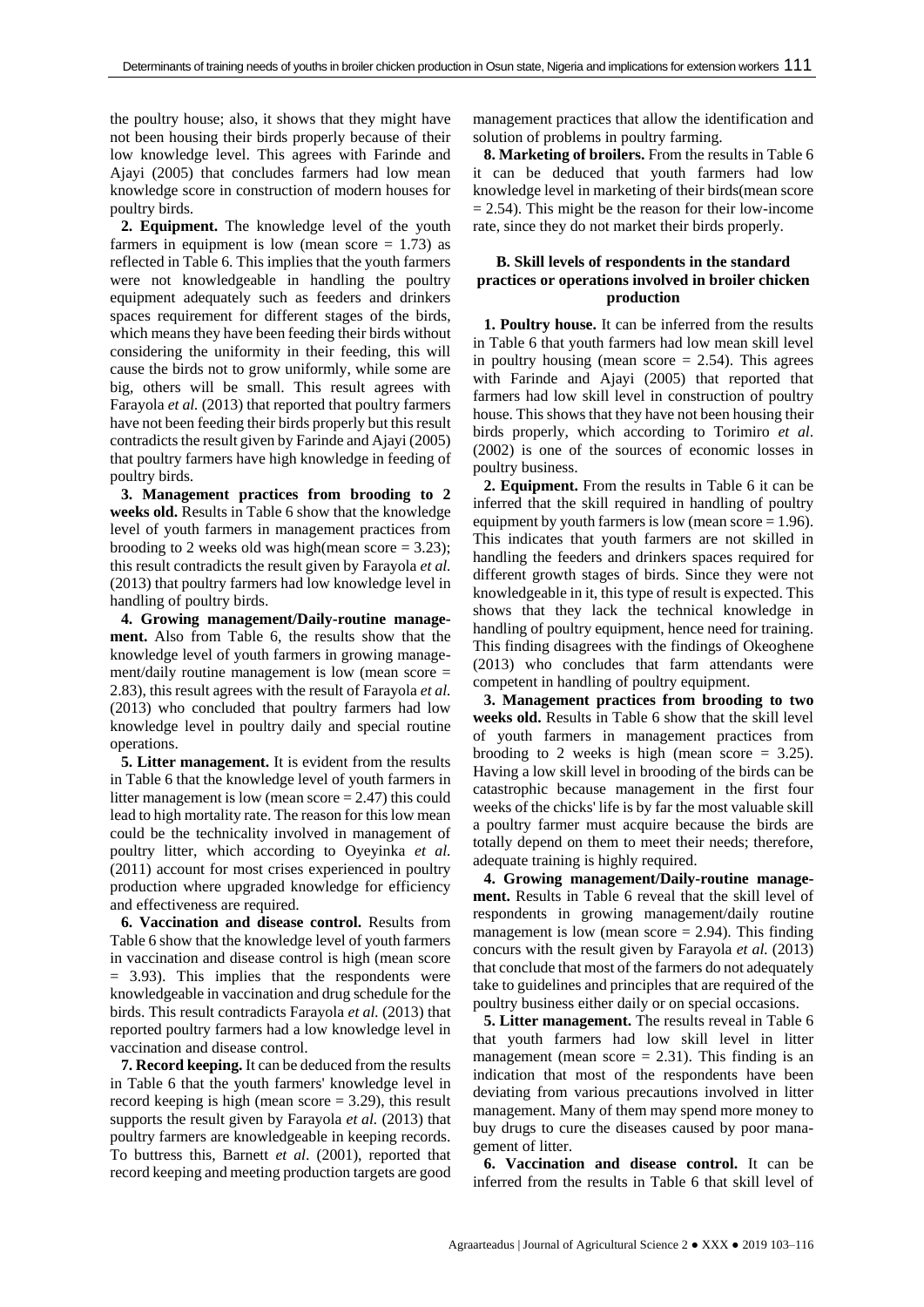the poultry house; also, it shows that they might have not been housing their birds properly because of their low knowledge level. This agrees with Farinde and Ajayi (2005) that concludes farmers had low mean knowledge score in construction of modern houses for poultry birds.

**2. Equipment.** The knowledge level of the youth farmers in equipment is low (mean score = 1.73) as reflected in Table 6. This implies that the youth farmers were not knowledgeable in handling the poultry equipment adequately such as feeders and drinkers spaces requirement for different stages of the birds, which means they have been feeding their birds without considering the uniformity in their feeding, this will cause the birds not to grow uniformly, while some are big, others will be small. This result agrees with Farayola *et al.* (2013) that reported that poultry farmers have not been feeding their birds properly but this result contradicts the result given by Farinde and Ajayi (2005) that poultry farmers have high knowledge in feeding of poultry birds.

**3. Management practices from brooding to 2 weeks old.** Results in Table 6 show that the knowledge level of youth farmers in management practices from brooding to 2 weeks old was high(mean score = 3.23); this result contradicts the result given by Farayola *et al.* (2013) that poultry farmers had low knowledge level in handling of poultry birds.

**4. Growing management/Daily-routine management.** Also from Table 6, the results show that the knowledge level of youth farmers in growing management/daily routine management is low (mean score = 2.83), this result agrees with the result of Farayola *et al.* (2013) who concluded that poultry farmers had low knowledge level in poultry daily and special routine operations.

**5. Litter management.** It is evident from the results in Table 6 that the knowledge level of youth farmers in litter management is low (mean score = 2.47) this could lead to high mortality rate. The reason for this low mean could be the technicality involved in management of poultry litter, which according to Oyeyinka *et al.* (2011) account for most crises experienced in poultry production where upgraded knowledge for efficiency and effectiveness are required.

**6. Vaccination and disease control.** Results from Table 6 show that the knowledge level of youth farmers in vaccination and disease control is high (mean score = 3.93). This implies that the respondents were knowledgeable in vaccination and drug schedule for the birds. This result contradicts Farayola *et al.* (2013) that reported that poultry farmers had a low knowledge level in vaccination and disease control.

**7. Record keeping.** It can be deduced from the results in Table 6 that the youth farmers' knowledge level in record keeping is high (mean score = 3.29), this result supports the result given by Farayola *et al.* (2013) that poultry farmers are knowledgeable in keeping records. To buttress this, Barnett *et al*. (2001), reported that record keeping and meeting production targets are good management practices that allow the identification and solution of problems in poultry farming.

**8. Marketing of broilers.** From the results in Table 6 it can be deduced that youth farmers had low knowledge level in marketing of their birds(mean score = 2.54). This might be the reason for their low-income rate, since they do not market their birds properly.

### B. Skill levels of respondents in the standard practices or operations involved in broiler chicken production

**1. Poultry house.** It can be inferred from the results in Table 6 that youth farmers had low mean skill level in poultry housing (mean score = 2.54). This agrees with Farinde and Ajayi (2005) that reported that farmers had low skill level in construction of poultry house. This shows that they have not been housing their birds properly, which according to Torimiro *et al*. (2002) is one of the sources of economic losses in poultry business.

**2. Equipment.** From the results in Table 6 it can be inferred that the skill required in handling of poultry equipment by youth farmers is low (mean score = 1.96). This indicates that youth farmers are not skilled in handling the feeders and drinkers spaces required for different growth stages of birds. Since they were not knowledgeable in it, this type of result is expected. This shows that they lack the technical knowledge in handling of poultry equipment, hence need for training. This finding disagrees with the findings of Okeoghene (2013) who concludes that farm attendants were competent in handling of poultry equipment.

**3. Management practices from brooding to two weeks old.** Results in Table 6 show that the skill level of youth farmers in management practices from brooding to 2 weeks is high (mean score = 3.25). Having a low skill level in brooding of the birds can be catastrophic because management in the first four weeks of the chicks' life is by far the most valuable skill a poultry farmer must acquire because the birds are totally depend on them to meet their needs; therefore, adequate training is highly required.

**4. Growing management/Daily-routine management.** Results in Table 6 reveal that the skill level of respondents in growing management/daily routine management is low (mean score = 2.94). This finding concurs with the result given by Farayola *et al.* (2013) that conclude that most of the farmers do not adequately take to guidelines and principles that are required of the poultry business either daily or on special occasions.

**5. Litter management.** The results reveal in Table 6 that youth farmers had low skill level in litter management (mean score = 2.31). This finding is an indication that most of the respondents have been deviating from various precautions involved in litter management. Many of them may spend more money to buy drugs to cure the diseases caused by poor management of litter.

**6. Vaccination and disease control.** It can be inferred from the results in Table 6 that skill level of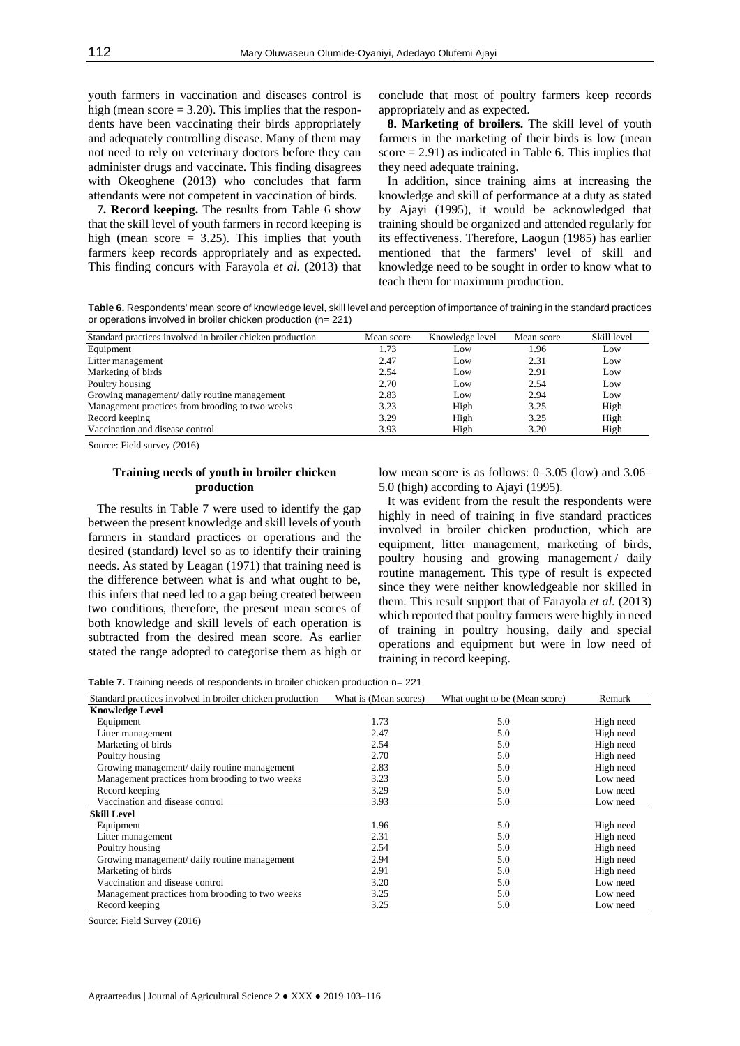youth farmers in vaccination and diseases control is high (mean score = 3.20). This implies that the respondents have been vaccinating their birds appropriately and adequately controlling disease. Many of them may not need to rely on veterinary doctors before they can administer drugs and vaccinate. This finding disagrees with Okeoghene (2013) who concludes that farm attendants were not competent in vaccination of birds.

**7. Record keeping.** The results from Table 6 show that the skill level of youth farmers in record keeping is high (mean score = 3.25). This implies that youth farmers keep records appropriately and as expected. This finding concurs with Farayola *et al.* (2013) that conclude that most of poultry farmers keep records appropriately and as expected.

**8. Marketing of broilers.** The skill level of youth farmers in the marketing of their birds is low (mean score = 2.91) as indicated in Table 6. This implies that they need adequate training.

In addition, since training aims at increasing the knowledge and skill of performance at a duty as stated by Ajayi (1995), it would be acknowledged that training should be organized and attended regularly for its effectiveness. Therefore, Laogun (1985) has earlier mentioned that the farmers' level of skill and knowledge need to be sought in order to know what to teach them for maximum production.

**Table 6.** Respondents' mean score of knowledge level, skill level and perception of importance of training in the standard practices or operations involved in broiler chicken production (n= 221)

| Standard practices involved in broiler chicken production | Mean score | Knowledge level | Mean score | Skill level |
|---|---|---|---|---|
| Equipment | 1.73 | Low | 1.96 | Low |
| Litter management | 2.47 | Low | 2.31 | Low |
| Marketing of birds | 2.54 | Low | 2.91 | Low |
| Poultry housing | 2.70 | Low | 2.54 | Low |
| Growing management/ daily routine management | 2.83 | Low | 2.94 | Low |
| Management practices from brooding to two weeks | 3.23 | High | 3.25 | High |
| Record keeping | 3.29 | High | 3.25 | High |
| Vaccination and disease control | 3.93 | High | 3.20 | High |

Source: Field survey (2016)

### Training needs of youth in broiler chicken production

The results in Table 7 were used to identify the gap between the present knowledge and skill levels of youth farmers in standard practices or operations and the desired (standard) level so as to identify their training needs. As stated by Leagan (1971) that training need is the difference between what is and what ought to be, this infers that need led to a gap being created between two conditions, therefore, the present mean scores of both knowledge and skill levels of each operation is subtracted from the desired mean score. As earlier stated the range adopted to categorise them as high or low mean score is as follows: 0–3.05 (low) and 3.06–5.0 (high) according to Ajayi (1995).

It was evident from the result the respondents were highly in need of training in five standard practices involved in broiler chicken production, which are equipment, litter management, marketing of birds, poultry housing and growing management / daily routine management. This type of result is expected since they were neither knowledgeable nor skilled in them. This result support that of Farayola *et al.* (2013) which reported that poultry farmers were highly in need of training in poultry housing, daily and special operations and equipment but were in low need of training in record keeping.

**Table 7.** Training needs of respondents in broiler chicken production n= 221

| Standard practices involved in broiler chicken production | What is (Mean scores) | What ought to be (Mean score) | Remark |
|---|---|---|---|
| **Knowledge Level** | | | |
| Equipment | 1.73 | 5.0 | High need |
| Litter management | 2.47 | 5.0 | High need |
| Marketing of birds | 2.54 | 5.0 | High need |
| Poultry housing | 2.70 | 5.0 | High need |
| Growing management/ daily routine management | 2.83 | 5.0 | High need |
| Management practices from brooding to two weeks | 3.23 | 5.0 | Low need |
| Record keeping | 3.29 | 5.0 | Low need |
| Vaccination and disease control | 3.93 | 5.0 | Low need |
| **Skill Level** | | | |
| Equipment | 1.96 | 5.0 | High need |
| Litter management | 2.31 | 5.0 | High need |
| Poultry housing | 2.54 | 5.0 | High need |
| Growing management/ daily routine management | 2.94 | 5.0 | High need |
| Marketing of birds | 2.91 | 5.0 | High need |
| Vaccination and disease control | 3.20 | 5.0 | Low need |
| Management practices from brooding to two weeks | 3.25 | 5.0 | Low need |
| Record keeping | 3.25 | 5.0 | Low need |

Source: Field Survey (2016)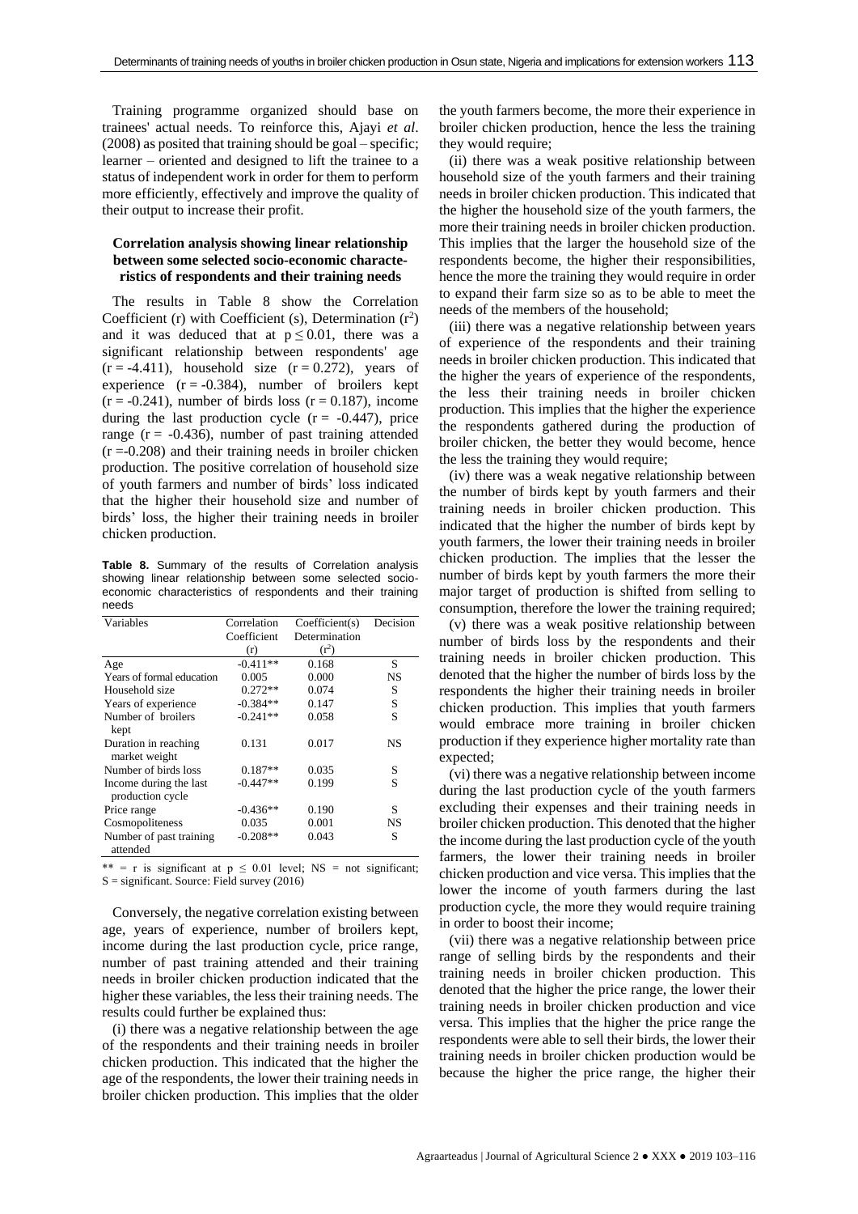Training programme organized should base on trainees' actual needs. To reinforce this, Ajayi *et al*. (2008) as posited that training should be goal – specific; learner – oriented and designed to lift the trainee to a status of independent work in order for them to perform more efficiently, effectively and improve the quality of their output to increase their profit.

### Correlation analysis showing linear relationship between some selected socio-economic characteristics of respondents and their training needs

The results in Table 8 show the Correlation Coefficient (r) with Coefficient (s), Determination ($r^2$) and it was deduced that at $p \leq 0.01$, there was a significant relationship between respondents' age ($r = -4.411$), household size ($r = 0.272$), years of experience ($r = -0.384$), number of broilers kept ($r = -0.241$), number of birds loss ($r = 0.187$), income during the last production cycle ($r = -0.447$), price range ($r = -0.436$), number of past training attended ($r = -0.208$) and their training needs in broiler chicken production. The positive correlation of household size of youth farmers and number of birds' loss indicated that the higher their household size and number of birds' loss, the higher their training needs in broiler chicken production.

**Table 8.** Summary of the results of Correlation analysis showing linear relationship between some selected socio-economic characteristics of respondents and their training needs

| Variables | Correlation Coefficient (r) | Coefficient(s) Determination ($r^2$) | Decision |
|---|---|---|---|
| Age | -0.411** | 0.168 | S |
| Years of formal education | 0.005 | 0.000 | NS |
| Household size | 0.272** | 0.074 | S |
| Years of experience | -0.384** | 0.147 | S |
| Number of broilers kept | -0.241** | 0.058 | S |
| Duration in reaching market weight | 0.131 | 0.017 | NS |
| Number of birds loss | 0.187** | 0.035 | S |
| Income during the last production cycle | -0.447** | 0.199 | S |
| Price range | -0.436** | 0.190 | S |
| Cosmopoliteness | 0.035 | 0.001 | NS |
| Number of past training attended | -0.208** | 0.043 | S |

** = r is significant at $p \leq 0.01$ level; NS = not significant; S = significant. Source: Field survey (2016)

Conversely, the negative correlation existing between age, years of experience, number of broilers kept, income during the last production cycle, price range, number of past training attended and their training needs in broiler chicken production indicated that the higher these variables, the less their training needs. The results could further be explained thus:

(i) there was a negative relationship between the age of the respondents and their training needs in broiler chicken production. This indicated that the higher the age of the respondents, the lower their training needs in broiler chicken production. This implies that the older the youth farmers become, the more their experience in broiler chicken production, hence the less the training they would require;

(ii) there was a weak positive relationship between household size of the youth farmers and their training needs in broiler chicken production. This indicated that the higher the household size of the youth farmers, the more their training needs in broiler chicken production. This implies that the larger the household size of the respondents become, the higher their responsibilities, hence the more the training they would require in order to expand their farm size so as to be able to meet the needs of the members of the household;

(iii) there was a negative relationship between years of experience of the respondents and their training needs in broiler chicken production. This indicated that the higher the years of experience of the respondents, the less their training needs in broiler chicken production. This implies that the higher the experience the respondents gathered during the production of broiler chicken, the better they would become, hence the less the training they would require;

(iv) there was a weak negative relationship between the number of birds kept by youth farmers and their training needs in broiler chicken production. This indicated that the higher the number of birds kept by youth farmers, the lower their training needs in broiler chicken production. The implies that the lesser the number of birds kept by youth farmers the more their major target of production is shifted from selling to consumption, therefore the lower the training required;

(v) there was a weak positive relationship between number of birds loss by the respondents and their training needs in broiler chicken production. This denoted that the higher the number of birds loss by the respondents the higher their training needs in broiler chicken production. This implies that youth farmers would embrace more training in broiler chicken production if they experience higher mortality rate than expected;

(vi) there was a negative relationship between income during the last production cycle of the youth farmers excluding their expenses and their training needs in broiler chicken production. This denoted that the higher the income during the last production cycle of the youth farmers, the lower their training needs in broiler chicken production and vice versa. This implies that the lower the income of youth farmers during the last production cycle, the more they would require training in order to boost their income;

(vii) there was a negative relationship between price range of selling birds by the respondents and their training needs in broiler chicken production. This denoted that the higher the price range, the lower their training needs in broiler chicken production and vice versa. This implies that the higher the price range the respondents were able to sell their birds, the lower their training needs in broiler chicken production would be because the higher the price range, the higher their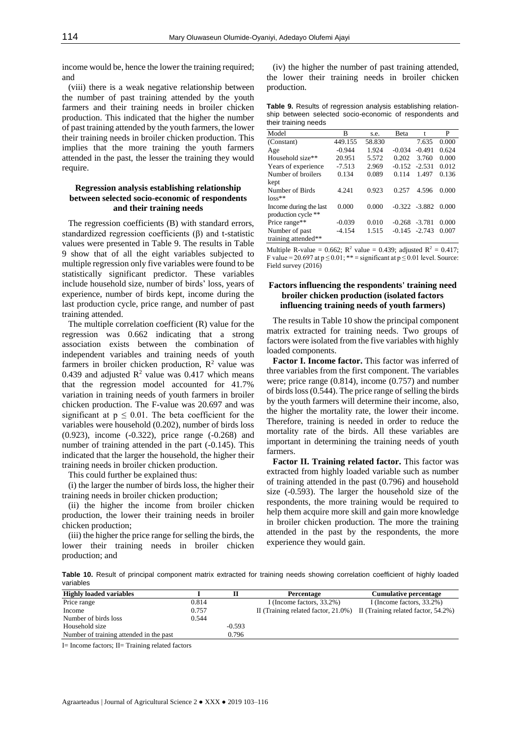income would be, hence the lower the training required; and

(viii) there is a weak negative relationship between the number of past training attended by the youth farmers and their training needs in broiler chicken production. This indicated that the higher the number of past training attended by the youth farmers, the lower their training needs in broiler chicken production. This implies that the more training the youth farmers attended in the past, the lesser the training they would require.

### Regression analysis establishing relationship between selected socio-economic of respondents and their training needs

The regression coefficients (B) with standard errors, standardized regression coefficients (β) and t-statistic values were presented in Table 9. The results in Table 9 show that of all the eight variables subjected to multiple regression only five variables were found to be statistically significant predictor. These variables include household size, number of birds' loss, years of experience, number of birds kept, income during the last production cycle, price range, and number of past training attended.

The multiple correlation coefficient (R) value for the regression was 0.662 indicating that a strong association exists between the combination of independent variables and training needs of youth farmers in broiler chicken production, $R^2$ value was 0.439 and adjusted $R^2$ value was 0.417 which means that the regression model accounted for 41.7% variation in training needs of youth farmers in broiler chicken production. The F-value was 20.697 and was significant at $p \leq 0.01$. The beta coefficient for the variables were household (0.202), number of birds loss (0.923), income (-0.322), price range (-0.268) and number of training attended in the part (-0.145). This indicated that the larger the household, the higher their training needs in broiler chicken production.

This could further be explained thus:

(i) the larger the number of birds loss, the higher their training needs in broiler chicken production;

(ii) the higher the income from broiler chicken production, the lower their training needs in broiler chicken production;

(iii) the higher the price range for selling the birds, the lower their training needs in broiler chicken production; and

(iv) the higher the number of past training attended, the lower their training needs in broiler chicken production.

**Table 9.** Results of regression analysis establishing relationship between selected socio-economic of respondents and their training needs

| Model | B | s.e. | Beta | t | P |
|---|---|---|---|---|---|
| (Constant) | 449.155 | 58.830 | | 7.635 | 0.000 |
| Age | -0.944 | 1.924 | -0.034 | -0.491 | 0.624 |
| Household size** | 20.951 | 5.572 | 0.202 | 3.760 | 0.000 |
| Years of experience | -7.513 | 2.969 | -0.152 | -2.531 | 0.012 |
| Number of broilers kept | 0.134 | 0.089 | 0.114 | 1.497 | 0.136 |
| Number of Birds loss** | 4.241 | 0.923 | 0.257 | 4.596 | 0.000 |
| Income during the last production cycle ** | 0.000 | 0.000 | -0.322 | -3.882 | 0.000 |
| Price range** | -0.039 | 0.010 | -0.268 | -3.781 | 0.000 |
| Number of past training attended** | -4.154 | 1.515 | -0.145 | -2.743 | 0.007 |

Multiple R-value = 0.662; $R^2$ value = 0.439; adjusted $R^2$ = 0.417; F value = 20.697 at $p \leq 0.01$; ** = significant at $p \leq 0.01$ level. Source: Field survey (2016)

### Factors influencing the respondents' training need broiler chicken production (isolated factors influencing training needs of youth farmers)

The results in Table 10 show the principal component matrix extracted for training needs. Two groups of factors were isolated from the five variables with highly loaded components.

**Factor I. Income factor.** This factor was inferred of three variables from the first component. The variables were; price range (0.814), income (0.757) and number of birds loss (0.544). The price range of selling the birds by the youth farmers will determine their income, also, the higher the mortality rate, the lower their income. Therefore, training is needed in order to reduce the mortality rate of the birds. All these variables are important in determining the training needs of youth farmers.

**Factor II. Training related factor.** This factor was extracted from highly loaded variable such as number of training attended in the past (0.796) and household size (-0.593). The larger the household size of the respondents, the more training would be required to help them acquire more skill and gain more knowledge in broiler chicken production. The more the training attended in the past by the respondents, the more experience they would gain.

**Table 10.** Result of principal component matrix extracted for training needs showing correlation coefficient of highly loaded variables

| Highly loaded variables | I | II | Percentage | Cumulative percentage |
|---|---|---|---|---|
| Price range | 0.814 | | I (Income factors, 33.2%) | I (Income factors, 33.2%) |
| Income | 0.757 | | II (Training related factor, 21.0%) | II (Training related factor, 54.2%) |
| Number of birds loss | 0.544 | | | |
| Household size | | -0.593 | | |
| Number of training attended in the past | | 0.796 | | |

I= Income factors; II= Training related factors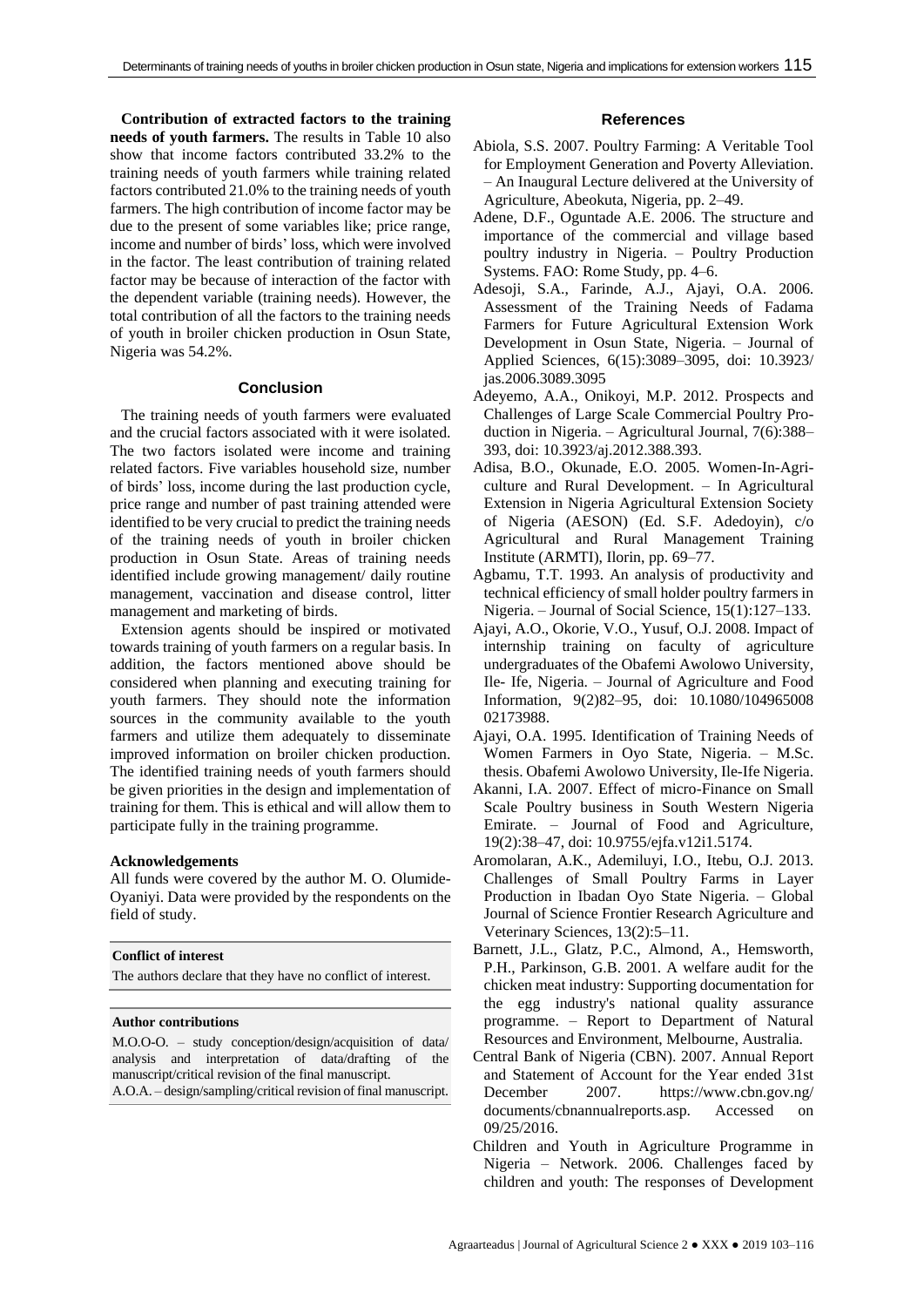**Contribution of extracted factors to the training needs of youth farmers.** The results in Table 10 also show that income factors contributed 33.2% to the training needs of youth farmers while training related factors contributed 21.0% to the training needs of youth farmers. The high contribution of income factor may be due to the present of some variables like; price range, income and number of birds' loss, which were involved in the factor. The least contribution of training related factor may be because of interaction of the factor with the dependent variable (training needs). However, the total contribution of all the factors to the training needs of youth in broiler chicken production in Osun State, Nigeria was 54.2%.

## Conclusion

The training needs of youth farmers were evaluated and the crucial factors associated with it were isolated. The two factors isolated were income and training related factors. Five variables household size, number of birds' loss, income during the last production cycle, price range and number of past training attended were identified to be very crucial to predict the training needs of the training needs of youth in broiler chicken production in Osun State. Areas of training needs identified include growing management/ daily routine management, vaccination and disease control, litter management and marketing of birds.

Extension agents should be inspired or motivated towards training of youth farmers on a regular basis. In addition, the factors mentioned above should be considered when planning and executing training for youth farmers. They should note the information sources in the community available to the youth farmers and utilize them adequately to disseminate improved information on broiler chicken production. The identified training needs of youth farmers should be given priorities in the design and implementation of training for them. This is ethical and will allow them to participate fully in the training programme.

### Acknowledgements

All funds were covered by the author M. O. Olumide-Oyaniyi. Data were provided by the respondents on the field of study.

**Conflict of interest**

The authors declare that they have no conflict of interest.

**Author contributions**

M.O.O-O. – study conception/design/acquisition of data/ analysis and interpretation of data/drafting of the manuscript/critical revision of the final manuscript.
A.O.A. – design/sampling/critical revision of final manuscript.

## References

Abiola, S.S. 2007. Poultry Farming: A Veritable Tool for Employment Generation and Poverty Alleviation. – An Inaugural Lecture delivered at the University of Agriculture, Abeokuta, Nigeria, pp. 2–49.

Adene, D.F., Oguntade A.E. 2006. The structure and importance of the commercial and village based poultry industry in Nigeria. – Poultry Production Systems. FAO: Rome Study, pp. 4–6.

Adesoji, S.A., Farinde, A.J., Ajayi, O.A. 2006. Assessment of the Training Needs of Fadama Farmers for Future Agricultural Extension Work Development in Osun State, Nigeria. – Journal of Applied Sciences, 6(15):3089–3095, doi: 10.3923/jas.2006.3089.3095

Adeyemo, A.A., Onikoyi, M.P. 2012. Prospects and Challenges of Large Scale Commercial Poultry Production in Nigeria. – Agricultural Journal, 7(6):388–393, doi: 10.3923/aj.2012.388.393.

Adisa, B.O., Okunade, E.O. 2005. Women-In-Agriculture and Rural Development. – In Agricultural Extension in Nigeria Agricultural Extension Society of Nigeria (AESON) (Ed. S.F. Adedoyin), c/o Agricultural and Rural Management Training Institute (ARMTI), Ilorin, pp. 69–77.

Agbamu, T.T. 1993. An analysis of productivity and technical efficiency of small holder poultry farmers in Nigeria. – Journal of Social Science, 15(1):127–133.

Ajayi, A.O., Okorie, V.O., Yusuf, O.J. 2008. Impact of internship training on faculty of agriculture undergraduates of the Obafemi Awolowo University, Ile- Ife, Nigeria. – Journal of Agriculture and Food Information, 9(2)82–95, doi: 10.1080/10496500802173988.

Ajayi, O.A. 1995. Identification of Training Needs of Women Farmers in Oyo State, Nigeria. – M.Sc. thesis. Obafemi Awolowo University, Ile-Ife Nigeria.

Akanni, I.A. 2007. Effect of micro-Finance on Small Scale Poultry business in South Western Nigeria Emirate. – Journal of Food and Agriculture, 19(2):38–47, doi: 10.9755/ejfa.v12i1.5174.

Aromolaran, A.K., Ademiluyi, I.O., Itebu, O.J. 2013. Challenges of Small Poultry Farms in Layer Production in Ibadan Oyo State Nigeria. – Global Journal of Science Frontier Research Agriculture and Veterinary Sciences, 13(2):5–11.

Barnett, J.L., Glatz, P.C., Almond, A., Hemsworth, P.H., Parkinson, G.B. 2001. A welfare audit for the chicken meat industry: Supporting documentation for the egg industry's national quality assurance programme. – Report to Department of Natural Resources and Environment, Melbourne, Australia.

Central Bank of Nigeria (CBN). 2007. Annual Report and Statement of Account for the Year ended 31st December 2007. https://www.cbn.gov.ng/documents/cbnannualreports.asp. Accessed on 09/25/2016.

Children and Youth in Agriculture Programme in Nigeria – Network. 2006. Challenges faced by children and youth: The responses of Development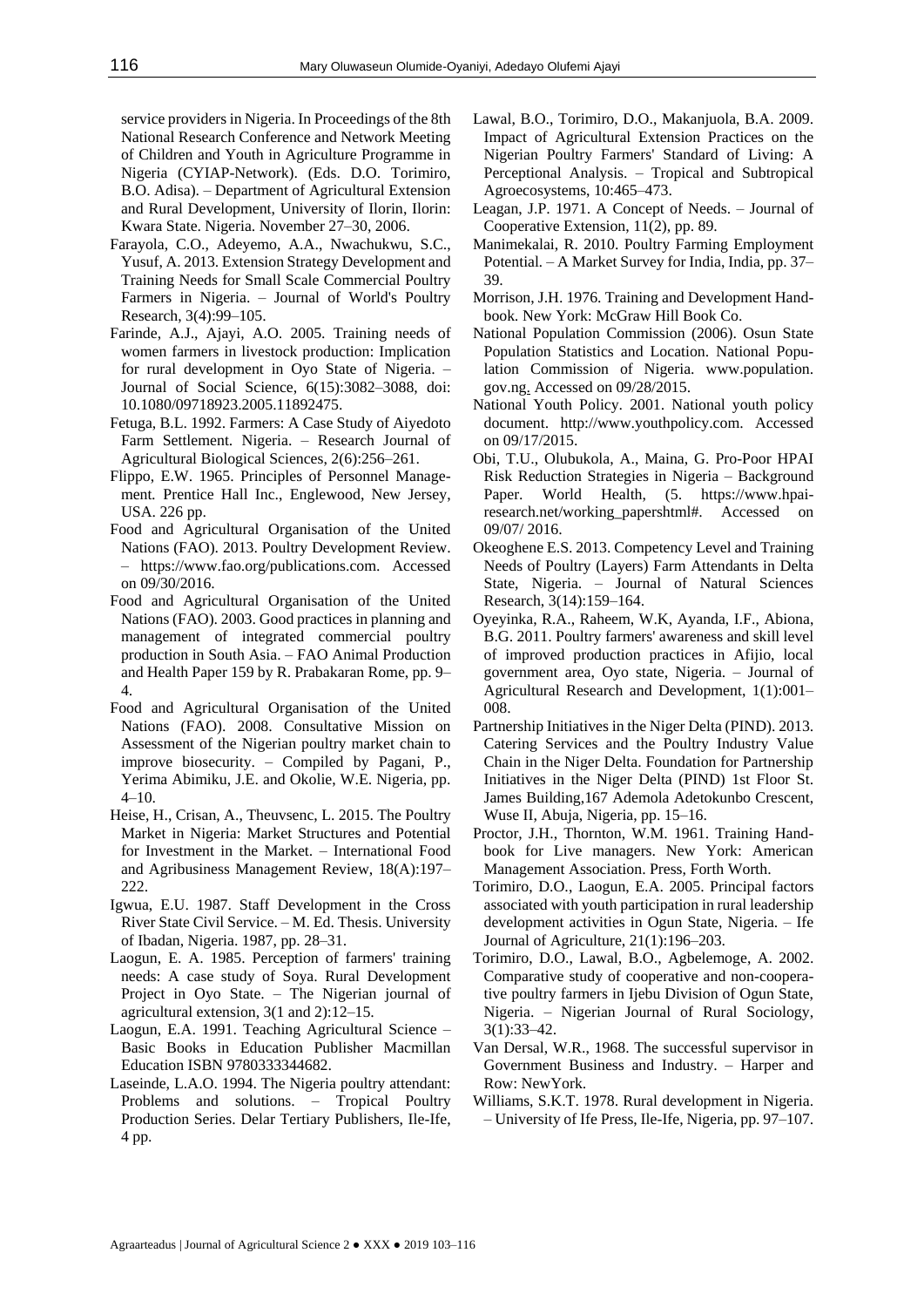service providers in Nigeria. In Proceedings of the 8th National Research Conference and Network Meeting of Children and Youth in Agriculture Programme in Nigeria (CYIAP-Network). (Eds. D.O. Torimiro, B.O. Adisa). – Department of Agricultural Extension and Rural Development, University of Ilorin, Ilorin: Kwara State. Nigeria. November 27–30, 2006.

Farayola, C.O., Adeyemo, A.A., Nwachukwu, S.C., Yusuf, A. 2013. Extension Strategy Development and Training Needs for Small Scale Commercial Poultry Farmers in Nigeria. – Journal of World's Poultry Research, 3(4):99–105.

Farinde, A.J., Ajayi, A.O. 2005. Training needs of women farmers in livestock production: Implication for rural development in Oyo State of Nigeria. – Journal of Social Science, 6(15):3082–3088, doi: 10.1080/09718923.2005.11892475.

Fetuga, B.L. 1992. Farmers: A Case Study of Aiyedoto Farm Settlement. Nigeria. – Research Journal of Agricultural Biological Sciences, 2(6):256–261.

Flippo, E.W. 1965. Principles of Personnel Management. Prentice Hall Inc., Englewood, New Jersey, USA. 226 pp.

Food and Agricultural Organisation of the United Nations (FAO). 2013. Poultry Development Review. – https://www.fao.org/publications.com. Accessed on 09/30/2016.

Food and Agricultural Organisation of the United Nations (FAO). 2003. Good practices in planning and management of integrated commercial poultry production in South Asia. – FAO Animal Production and Health Paper 159 by R. Prabakaran Rome, pp. 9–4.

Food and Agricultural Organisation of the United Nations (FAO). 2008. Consultative Mission on Assessment of the Nigerian poultry market chain to improve biosecurity. – Compiled by Pagani, P., Yerima Abimiku, J.E. and Okolie, W.E. Nigeria, pp. 4–10.

Heise, H., Crisan, A., Theuvsenc, L. 2015. The Poultry Market in Nigeria: Market Structures and Potential for Investment in the Market. – International Food and Agribusiness Management Review, 18(A):197–222.

Igwua, E.U. 1987. Staff Development in the Cross River State Civil Service. – M. Ed. Thesis. University of Ibadan, Nigeria. 1987, pp. 28–31.

Laogun, E. A. 1985. Perception of farmers' training needs: A case study of Soya. Rural Development Project in Oyo State. – The Nigerian journal of agricultural extension, 3(1 and 2):12–15.

Laogun, E.A. 1991. Teaching Agricultural Science – Basic Books in Education Publisher Macmillan Education ISBN 9780333344682.

Laseinde, L.A.O. 1994. The Nigeria poultry attendant: Problems and solutions. – Tropical Poultry Production Series. Delar Tertiary Publishers, Ile-Ife, 4 pp.

Lawal, B.O., Torimiro, D.O., Makanjuola, B.A. 2009. Impact of Agricultural Extension Practices on the Nigerian Poultry Farmers' Standard of Living: A Perceptional Analysis. – Tropical and Subtropical Agroecosystems, 10:465–473.

Leagan, J.P. 1971. A Concept of Needs. – Journal of Cooperative Extension, 11(2), pp. 89.

Manimekalai, R. 2010. Poultry Farming Employment Potential. – A Market Survey for India, India, pp. 37–39.

Morrison, J.H. 1976. Training and Development Handbook. New York: McGraw Hill Book Co.

National Population Commission (2006). Osun State Population Statistics and Location. National Population Commission of Nigeria. www.population.gov.ng. Accessed on 09/28/2015.

National Youth Policy. 2001. National youth policy document. http://www.youthpolicy.com. Accessed on 09/17/2015.

Obi, T.U., Olubukola, A., Maina, G. Pro-Poor HPAI Risk Reduction Strategies in Nigeria – Background Paper. World Health, (5. https://www.hpai-research.net/working_papershtml#. Accessed on 09/07/ 2016.

Okeoghene E.S. 2013. Competency Level and Training Needs of Poultry (Layers) Farm Attendants in Delta State, Nigeria. – Journal of Natural Sciences Research, 3(14):159–164.

Oyeyinka, R.A., Raheem, W.K, Ayanda, I.F., Abiona, B.G. 2011. Poultry farmers' awareness and skill level of improved production practices in Afijio, local government area, Oyo state, Nigeria. – Journal of Agricultural Research and Development, 1(1):001–008.

Partnership Initiatives in the Niger Delta (PIND). 2013. Catering Services and the Poultry Industry Value Chain in the Niger Delta. Foundation for Partnership Initiatives in the Niger Delta (PIND) 1st Floor St. James Building,167 Ademola Adetokunbo Crescent, Wuse II, Abuja, Nigeria, pp. 15–16.

Proctor, J.H., Thornton, W.M. 1961. Training Handbook for Live managers. New York: American Management Association. Press, Forth Worth.

Torimiro, D.O., Laogun, E.A. 2005. Principal factors associated with youth participation in rural leadership development activities in Ogun State, Nigeria. – Ife Journal of Agriculture, 21(1):196–203.

Torimiro, D.O., Lawal, B.O., Agbelemoge, A. 2002. Comparative study of cooperative and non-cooperative poultry farmers in Ijebu Division of Ogun State, Nigeria. – Nigerian Journal of Rural Sociology, 3(1):33–42.

Van Dersal, W.R., 1968. The successful supervisor in Government Business and Industry. – Harper and Row: NewYork.

Williams, S.K.T. 1978. Rural development in Nigeria. – University of Ife Press, Ile-Ife, Nigeria, pp. 97–107.